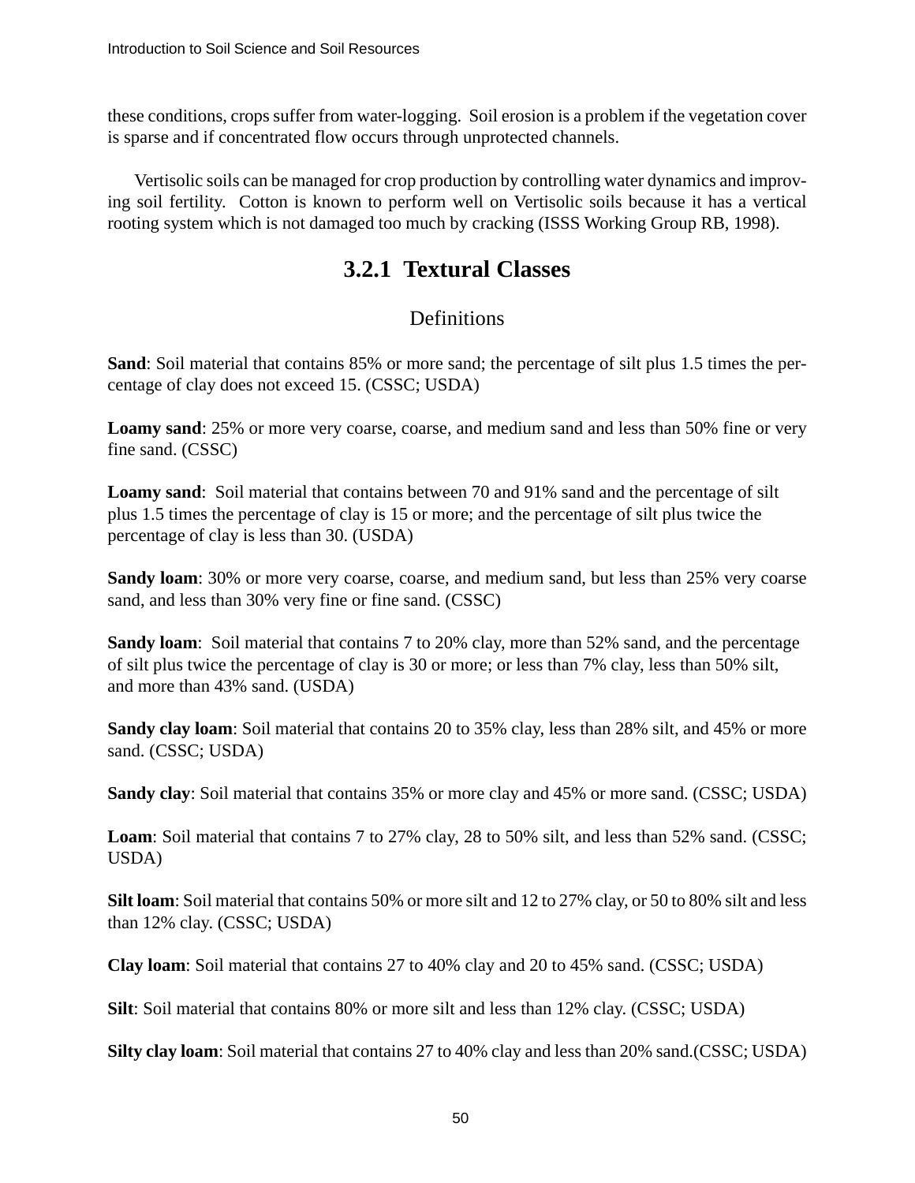these conditions, crops suffer from water-logging. Soil erosion is a problem if the vegetation cover is sparse and if concentrated flow occurs through unprotected channels.

Vertisolic soils can be managed for crop production by controlling water dynamics and improving soil fertility. Cotton is known to perform well on Vertisolic soils because it has a vertical rooting system which is not damaged too much by cracking (ISSS Working Group RB, 1998).

## 3.2.1 Textural Classes

### Definitions

**Sand**: Soil material that contains 85% or more sand; the percentage of silt plus 1.5 times the percentage of clay does not exceed 15. (CSSC; USDA)

**Loamy sand**: 25% or more very coarse, coarse, and medium sand and less than 50% fine or very fine sand. (CSSC)

**Loamy sand**: Soil material that contains between 70 and 91% sand and the percentage of silt plus 1.5 times the percentage of clay is 15 or more; and the percentage of silt plus twice the percentage of clay is less than 30. (USDA)

**Sandy loam**: 30% or more very coarse, coarse, and medium sand, but less than 25% very coarse sand, and less than 30% very fine or fine sand. (CSSC)

**Sandy loam**: Soil material that contains 7 to 20% clay, more than 52% sand, and the percentage of silt plus twice the percentage of clay is 30 or more; or less than 7% clay, less than 50% silt, and more than 43% sand. (USDA)

**Sandy clay loam**: Soil material that contains 20 to 35% clay, less than 28% silt, and 45% or more sand. (CSSC; USDA)

**Sandy clay**: Soil material that contains 35% or more clay and 45% or more sand. (CSSC; USDA)

**Loam**: Soil material that contains 7 to 27% clay, 28 to 50% silt, and less than 52% sand. (CSSC; USDA)

**Silt loam**: Soil material that contains 50% or more silt and 12 to 27% clay, or 50 to 80% silt and less than 12% clay. (CSSC; USDA)

**Clay loam**: Soil material that contains 27 to 40% clay and 20 to 45% sand. (CSSC; USDA)

**Silt**: Soil material that contains 80% or more silt and less than 12% clay. (CSSC; USDA)

**Silty clay loam**: Soil material that contains 27 to 40% clay and less than 20% sand.(CSSC; USDA)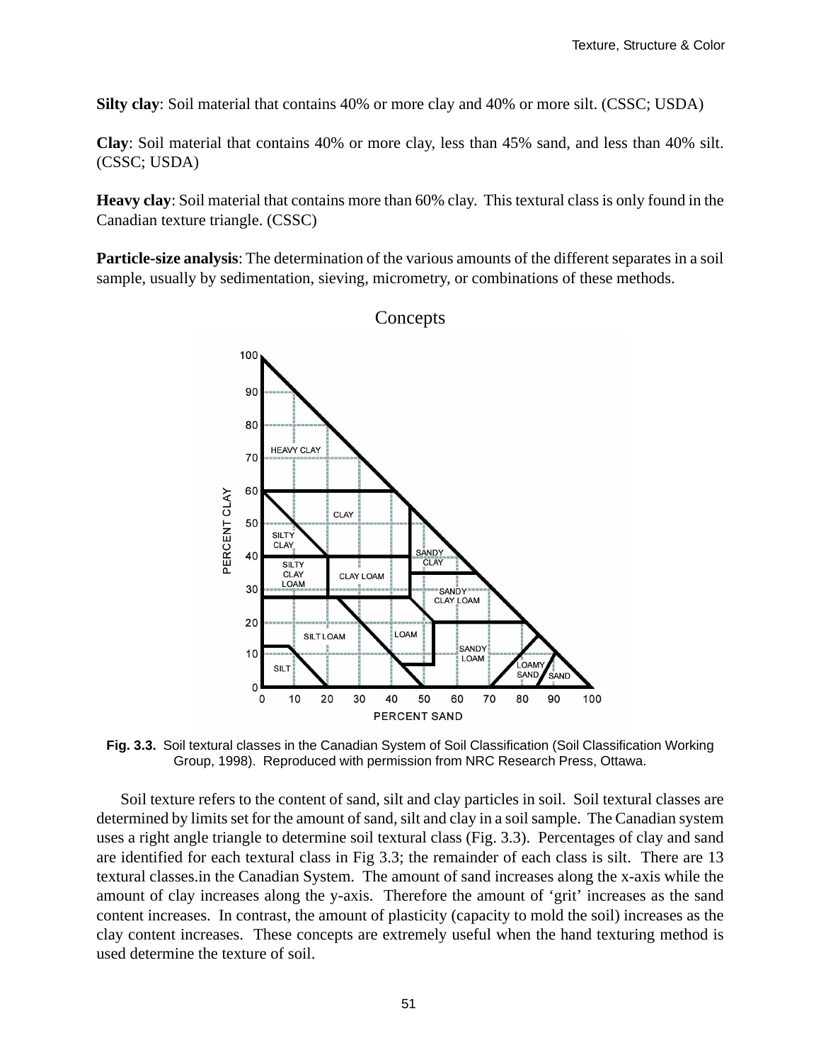**Silty clay**: Soil material that contains 40% or more clay and 40% or more silt. (CSSC; USDA)

**Clay**: Soil material that contains 40% or more clay, less than 45% sand, and less than 40% silt. (CSSC; USDA)

**Heavy clay**: Soil material that contains more than 60% clay. This textural class is only found in the Canadian texture triangle. (CSSC)

**Particle-size analysis**: The determination of the various amounts of the different separates in a soil sample, usually by sedimentation, sieving, micrometry, or combinations of these methods.

## Concepts

**Fig. 3.3.** Soil textural classes in the Canadian System of Soil Classification (Soil Classification Working Group, 1998). Reproduced with permission from NRC Research Press, Ottawa.

Soil texture refers to the content of sand, silt and clay particles in soil. Soil textural classes are determined by limits set for the amount of sand, silt and clay in a soil sample. The Canadian system uses a right angle triangle to determine soil textural class (Fig. 3.3). Percentages of clay and sand are identified for each textural class in Fig 3.3; the remainder of each class is silt. There are 13 textural classes.in the Canadian System. The amount of sand increases along the x-axis while the amount of clay increases along the y-axis. Therefore the amount of 'grit' increases as the sand content increases. In contrast, the amount of plasticity (capacity to mold the soil) increases as the clay content increases. These concepts are extremely useful when the hand texturing method is used determine the texture of soil.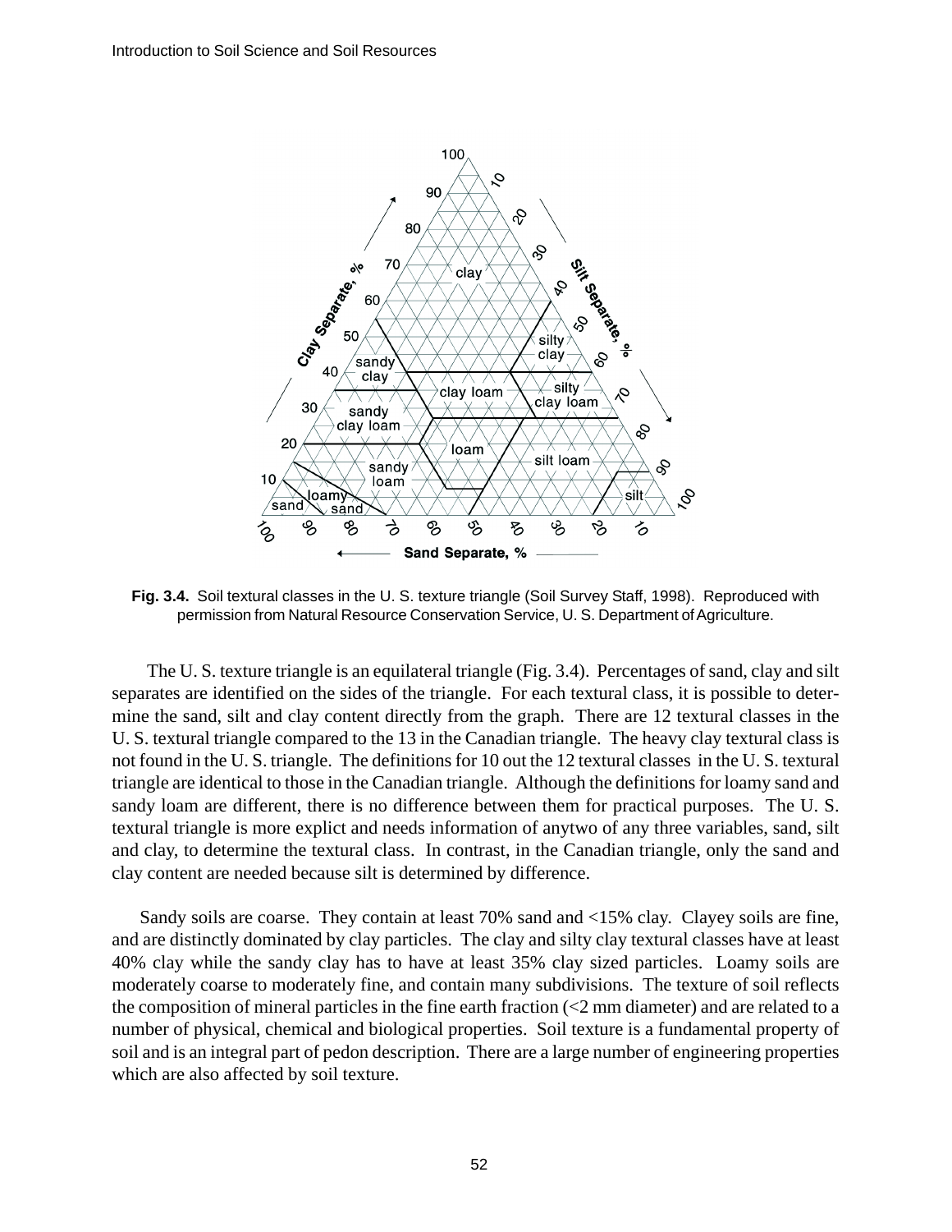**Fig. 3.4.** Soil textural classes in the U. S. texture triangle (Soil Survey Staff, 1998). Reproduced with permission from Natural Resource Conservation Service, U. S. Department of Agriculture.

The U. S. texture triangle is an equilateral triangle (Fig. 3.4). Percentages of sand, clay and silt separates are identified on the sides of the triangle. For each textural class, it is possible to determine the sand, silt and clay content directly from the graph. There are 12 textural classes in the U. S. textural triangle compared to the 13 in the Canadian triangle. The heavy clay textural class is not found in the U. S. triangle. The definitions for 10 out the 12 textural classes in the U. S. textural triangle are identical to those in the Canadian triangle. Although the definitions for loamy sand and sandy loam are different, there is no difference between them for practical purposes. The U. S. textural triangle is more explict and needs information of anytwo of any three variables, sand, silt and clay, to determine the textural class. In contrast, in the Canadian triangle, only the sand and clay content are needed because silt is determined by difference.

Sandy soils are coarse. They contain at least 70% sand and <15% clay. Clayey soils are fine, and are distinctly dominated by clay particles. The clay and silty clay textural classes have at least 40% clay while the sandy clay has to have at least 35% clay sized particles. Loamy soils are moderately coarse to moderately fine, and contain many subdivisions. The texture of soil reflects the composition of mineral particles in the fine earth fraction (<2 mm diameter) and are related to a number of physical, chemical and biological properties. Soil texture is a fundamental property of soil and is an integral part of pedon description. There are a large number of engineering properties which are also affected by soil texture.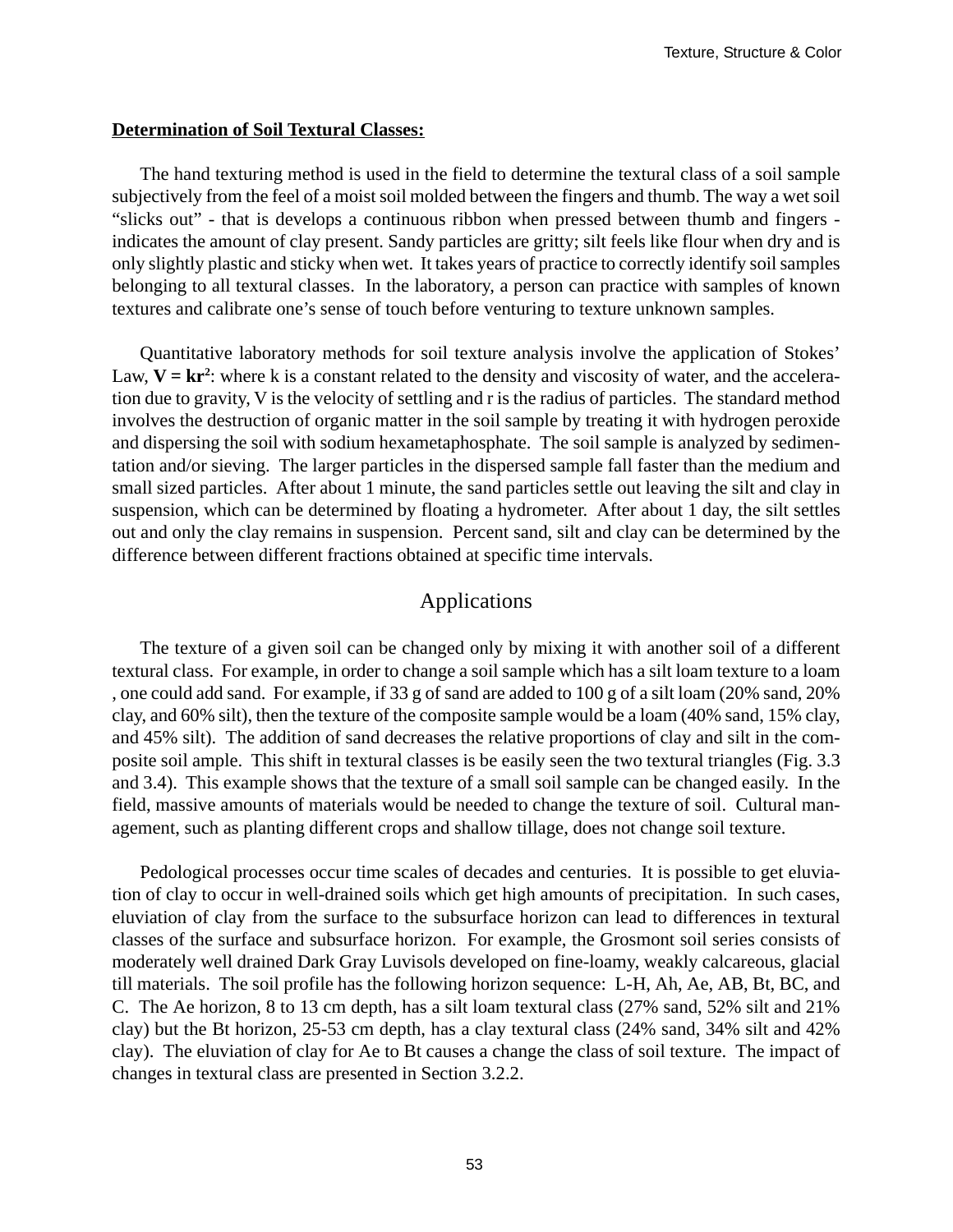**Determination of Soil Textural Classes:**

The hand texturing method is used in the field to determine the textural class of a soil sample subjectively from the feel of a moist soil molded between the fingers and thumb. The way a wet soil “slicks out” - that is develops a continuous ribbon when pressed between thumb and fingers - indicates the amount of clay present. Sandy particles are gritty; silt feels like flour when dry and is only slightly plastic and sticky when wet. It takes years of practice to correctly identify soil samples belonging to all textural classes. In the laboratory, a person can practice with samples of known textures and calibrate one’s sense of touch before venturing to texture unknown samples.

Quantitative laboratory methods for soil texture analysis involve the application of Stokes’ Law, $\mathbf{V = kr^2}$: where k is a constant related to the density and viscosity of water, and the acceleration due to gravity, V is the velocity of settling and r is the radius of particles. The standard method involves the destruction of organic matter in the soil sample by treating it with hydrogen peroxide and dispersing the soil with sodium hexametaphosphate. The soil sample is analyzed by sedimentation and/or sieving. The larger particles in the dispersed sample fall faster than the medium and small sized particles. After about 1 minute, the sand particles settle out leaving the silt and clay in suspension, which can be determined by floating a hydrometer. After about 1 day, the silt settles out and only the clay remains in suspension. Percent sand, silt and clay can be determined by the difference between different fractions obtained at specific time intervals.

## Applications

The texture of a given soil can be changed only by mixing it with another soil of a different textural class. For example, in order to change a soil sample which has a silt loam texture to a loam , one could add sand. For example, if 33 g of sand are added to 100 g of a silt loam (20% sand, 20% clay, and 60% silt), then the texture of the composite sample would be a loam (40% sand, 15% clay, and 45% silt). The addition of sand decreases the relative proportions of clay and silt in the composite soil ample. This shift in textural classes is be easily seen the two textural triangles (Fig. 3.3 and 3.4). This example shows that the texture of a small soil sample can be changed easily. In the field, massive amounts of materials would be needed to change the texture of soil. Cultural management, such as planting different crops and shallow tillage, does not change soil texture.

Pedological processes occur time scales of decades and centuries. It is possible to get eluviation of clay to occur in well-drained soils which get high amounts of precipitation. In such cases, eluviation of clay from the surface to the subsurface horizon can lead to differences in textural classes of the surface and subsurface horizon. For example, the Grosmont soil series consists of moderately well drained Dark Gray Luvisols developed on fine-loamy, weakly calcareous, glacial till materials. The soil profile has the following horizon sequence: L-H, Ah, Ae, AB, Bt, BC, and C. The Ae horizon, 8 to 13 cm depth, has a silt loam textural class (27% sand, 52% silt and 21% clay) but the Bt horizon, 25-53 cm depth, has a clay textural class (24% sand, 34% silt and 42% clay). The eluviation of clay for Ae to Bt causes a change the class of soil texture. The impact of changes in textural class are presented in Section 3.2.2.